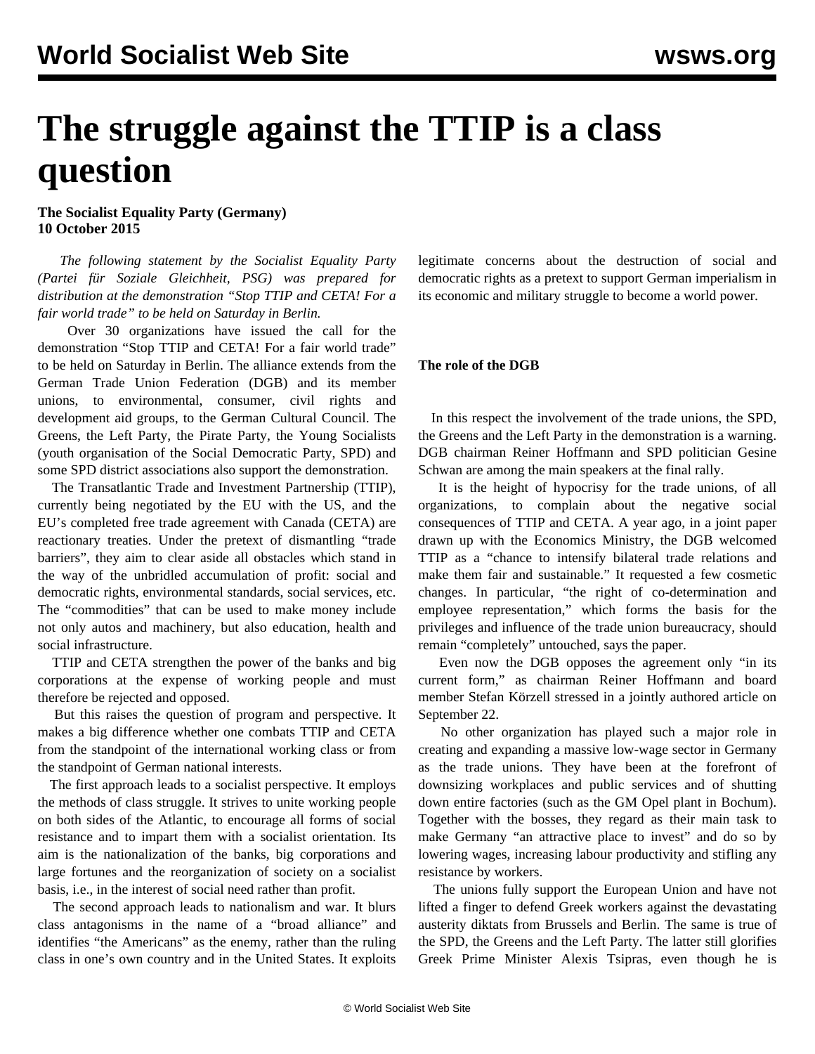# The struggle against the TTIP is a class question

**The Socialist Equality Party (Germany)**
**10 October 2015**

*The following statement by the Socialist Equality Party (Partei für Soziale Gleichheit, PSG) was prepared for distribution at the demonstration "Stop TTIP and CETA! For a fair world trade" to be held on Saturday in Berlin.*

Over 30 organizations have issued the call for the demonstration "Stop TTIP and CETA! For a fair world trade" to be held on Saturday in Berlin. The alliance extends from the German Trade Union Federation (DGB) and its member unions, to environmental, consumer, civil rights and development aid groups, to the German Cultural Council. The Greens, the Left Party, the Pirate Party, the Young Socialists (youth organisation of the Social Democratic Party, SPD) and some SPD district associations also support the demonstration.

The Transatlantic Trade and Investment Partnership (TTIP), currently being negotiated by the EU with the US, and the EU's completed free trade agreement with Canada (CETA) are reactionary treaties. Under the pretext of dismantling "trade barriers", they aim to clear aside all obstacles which stand in the way of the unbridled accumulation of profit: social and democratic rights, environmental standards, social services, etc. The "commodities" that can be used to make money include not only autos and machinery, but also education, health and social infrastructure.

TTIP and CETA strengthen the power of the banks and big corporations at the expense of working people and must therefore be rejected and opposed.

But this raises the question of program and perspective. It makes a big difference whether one combats TTIP and CETA from the standpoint of the international working class or from the standpoint of German national interests.

The first approach leads to a socialist perspective. It employs the methods of class struggle. It strives to unite working people on both sides of the Atlantic, to encourage all forms of social resistance and to impart them with a socialist orientation. Its aim is the nationalization of the banks, big corporations and large fortunes and the reorganization of society on a socialist basis, i.e., in the interest of social need rather than profit.

The second approach leads to nationalism and war. It blurs class antagonisms in the name of a "broad alliance" and identifies "the Americans" as the enemy, rather than the ruling class in one's own country and in the United States. It exploits legitimate concerns about the destruction of social and democratic rights as a pretext to support German imperialism in its economic and military struggle to become a world power.

**The role of the DGB**

In this respect the involvement of the trade unions, the SPD, the Greens and the Left Party in the demonstration is a warning. DGB chairman Reiner Hoffmann and SPD politician Gesine Schwan are among the main speakers at the final rally.

It is the height of hypocrisy for the trade unions, of all organizations, to complain about the negative social consequences of TTIP and CETA. A year ago, in a joint paper drawn up with the Economics Ministry, the DGB welcomed TTIP as a "chance to intensify bilateral trade relations and make them fair and sustainable." It requested a few cosmetic changes. In particular, "the right of co-determination and employee representation," which forms the basis for the privileges and influence of the trade union bureaucracy, should remain "completely" untouched, says the paper.

Even now the DGB opposes the agreement only "in its current form," as chairman Reiner Hoffmann and board member Stefan Körzell stressed in a jointly authored article on September 22.

No other organization has played such a major role in creating and expanding a massive low-wage sector in Germany as the trade unions. They have been at the forefront of downsizing workplaces and public services and of shutting down entire factories (such as the GM Opel plant in Bochum). Together with the bosses, they regard as their main task to make Germany "an attractive place to invest" and do so by lowering wages, increasing labour productivity and stifling any resistance by workers.

The unions fully support the European Union and have not lifted a finger to defend Greek workers against the devastating austerity diktats from Brussels and Berlin. The same is true of the SPD, the Greens and the Left Party. The latter still glorifies Greek Prime Minister Alexis Tsipras, even though he is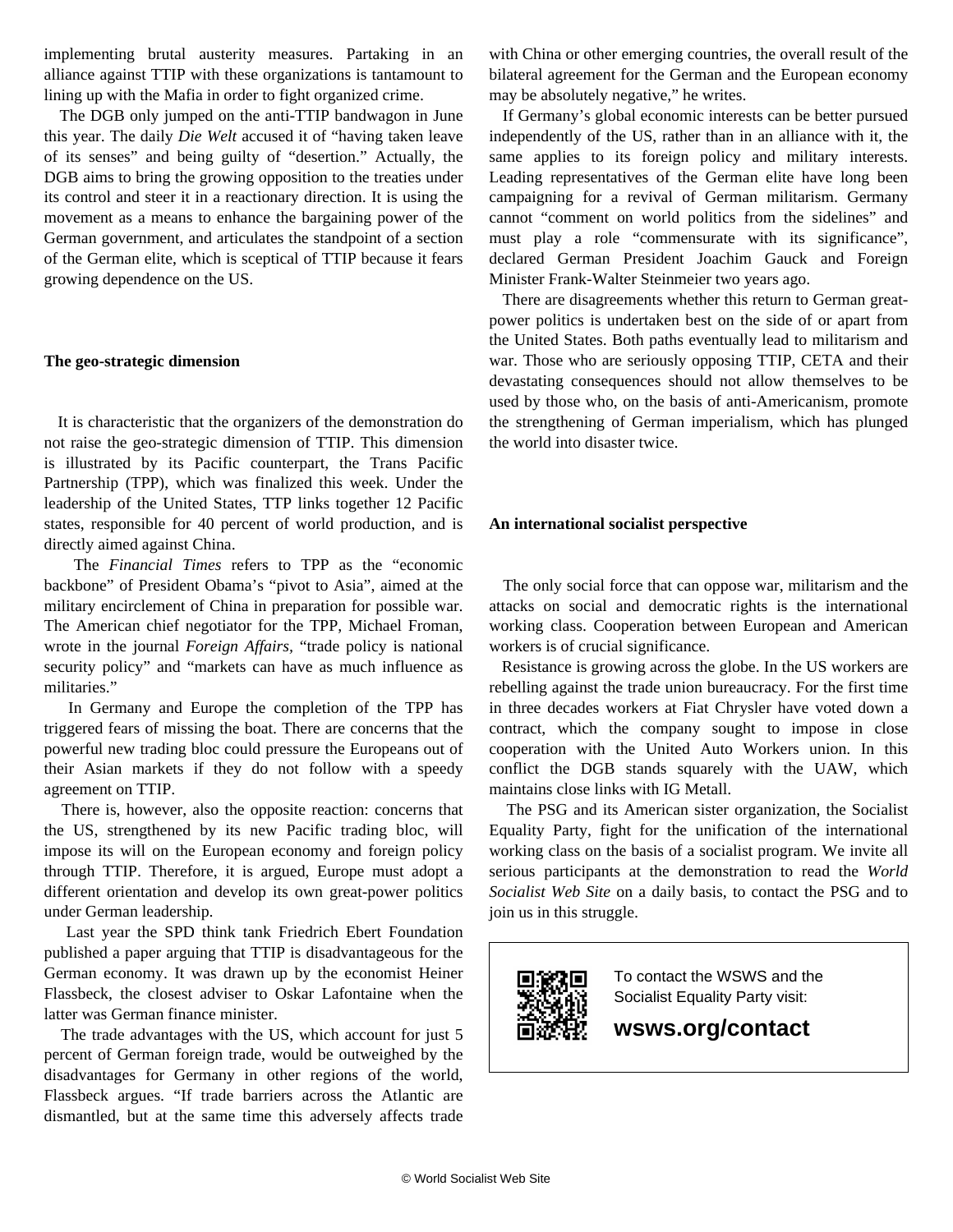implementing brutal austerity measures. Partaking in an alliance against TTIP with these organizations is tantamount to lining up with the Mafia in order to fight organized crime.

The DGB only jumped on the anti-TTIP bandwagon in June this year. The daily *Die Welt* accused it of "having taken leave of its senses" and being guilty of "desertion." Actually, the DGB aims to bring the growing opposition to the treaties under its control and steer it in a reactionary direction. It is using the movement as a means to enhance the bargaining power of the German government, and articulates the standpoint of a section of the German elite, which is sceptical of TTIP because it fears growing dependence on the US.

**The geo-strategic dimension**

It is characteristic that the organizers of the demonstration do not raise the geo-strategic dimension of TTIP. This dimension is illustrated by its Pacific counterpart, the Trans Pacific Partnership (TPP), which was finalized this week. Under the leadership of the United States, TTP links together 12 Pacific states, responsible for 40 percent of world production, and is directly aimed against China.

The *Financial Times* refers to TPP as the "economic backbone" of President Obama's "pivot to Asia", aimed at the military encirclement of China in preparation for possible war. The American chief negotiator for the TPP, Michael Froman, wrote in the journal *Foreign Affairs,* "trade policy is national security policy" and "markets can have as much influence as militaries."

In Germany and Europe the completion of the TPP has triggered fears of missing the boat. There are concerns that the powerful new trading bloc could pressure the Europeans out of their Asian markets if they do not follow with a speedy agreement on TTIP.

There is, however, also the opposite reaction: concerns that the US, strengthened by its new Pacific trading bloc, will impose its will on the European economy and foreign policy through TTIP. Therefore, it is argued, Europe must adopt a different orientation and develop its own great-power politics under German leadership.

Last year the SPD think tank Friedrich Ebert Foundation published a paper arguing that TTIP is disadvantageous for the German economy. It was drawn up by the economist Heiner Flassbeck, the closest adviser to Oskar Lafontaine when the latter was German finance minister.

The trade advantages with the US, which account for just 5 percent of German foreign trade, would be outweighed by the disadvantages for Germany in other regions of the world, Flassbeck argues. "If trade barriers across the Atlantic are dismantled, but at the same time this adversely affects trade with China or other emerging countries, the overall result of the bilateral agreement for the German and the European economy may be absolutely negative," he writes.

If Germany's global economic interests can be better pursued independently of the US, rather than in an alliance with it, the same applies to its foreign policy and military interests. Leading representatives of the German elite have long been campaigning for a revival of German militarism. Germany cannot "comment on world politics from the sidelines" and must play a role "commensurate with its significance", declared German President Joachim Gauck and Foreign Minister Frank-Walter Steinmeier two years ago.

There are disagreements whether this return to German great-power politics is undertaken best on the side of or apart from the United States. Both paths eventually lead to militarism and war. Those who are seriously opposing TTIP, CETA and their devastating consequences should not allow themselves to be used by those who, on the basis of anti-Americanism, promote the strengthening of German imperialism, which has plunged the world into disaster twice.

**An international socialist perspective**

The only social force that can oppose war, militarism and the attacks on social and democratic rights is the international working class. Cooperation between European and American workers is of crucial significance.

Resistance is growing across the globe. In the US workers are rebelling against the trade union bureaucracy. For the first time in three decades workers at Fiat Chrysler have voted down a contract, which the company sought to impose in close cooperation with the United Auto Workers union. In this conflict the DGB stands squarely with the UAW, which maintains close links with IG Metall.

The PSG and its American sister organization, the Socialist Equality Party, fight for the unification of the international working class on the basis of a socialist program. We invite all serious participants at the demonstration to read the *World Socialist Web Site* on a daily basis, to contact the PSG and to join us in this struggle.

To contact the WSWS and the Socialist Equality Party visit:

**wsws.org/contact**